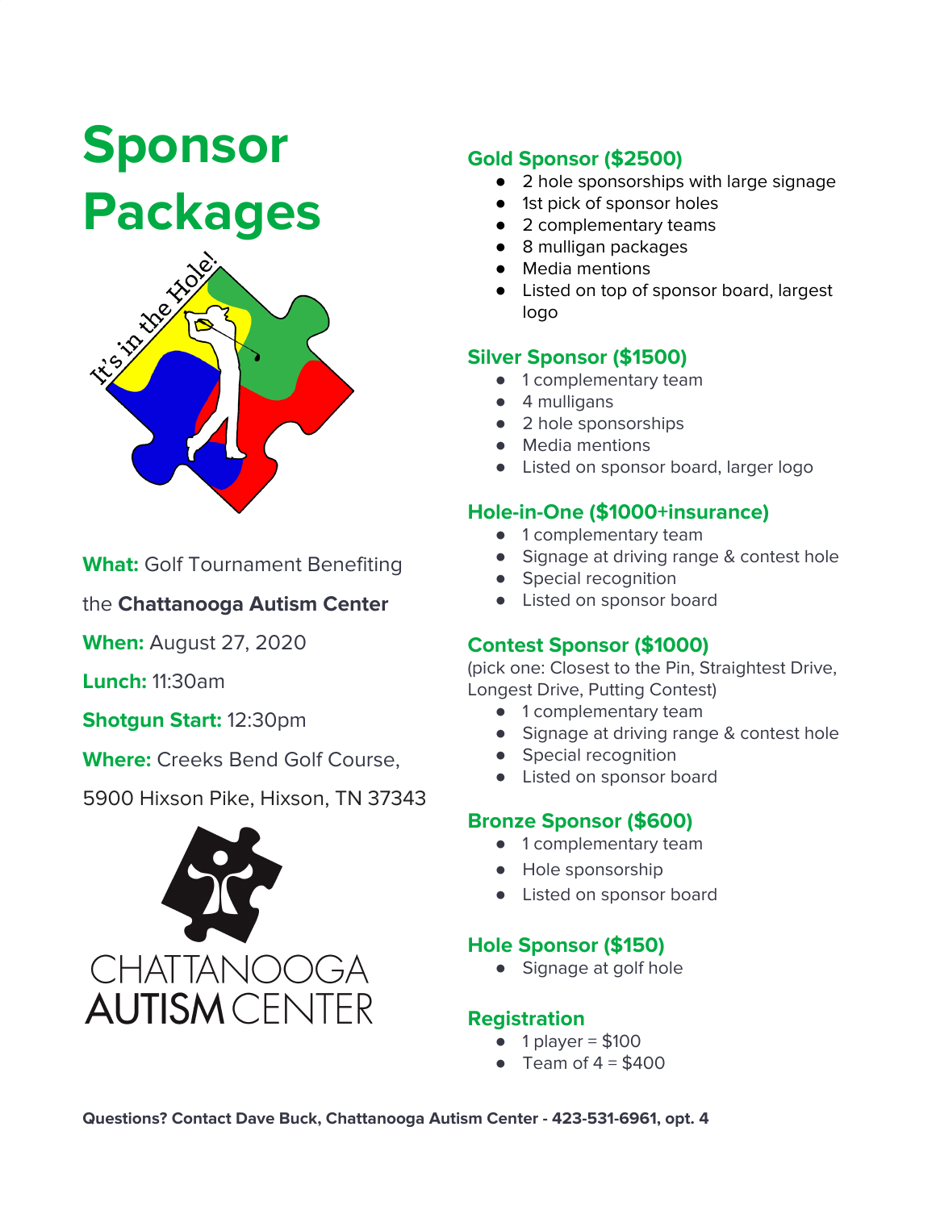# Sponsor Packages

**What:** Golf Tournament Benefiting the **Chattanooga Autism Center**

**When:** August 27, 2020

**Lunch:** 11:30am

**Shotgun Start:** 12:30pm

**Where:** Creeks Bend Golf Course, 5900 Hixson Pike, Hixson, TN 37343

## Gold Sponsor ($2500)

- 2 hole sponsorships with large signage
- 1st pick of sponsor holes
- 2 complementary teams
- 8 mulligan packages
- Media mentions
- Listed on top of sponsor board, largest logo

## Silver Sponsor ($1500)

- 1 complementary team
- 4 mulligans
- 2 hole sponsorships
- Media mentions
- Listed on sponsor board, larger logo

## Hole-in-One ($1000+insurance)

- 1 complementary team
- Signage at driving range & contest hole
- Special recognition
- Listed on sponsor board

## Contest Sponsor ($1000)

(pick one: Closest to the Pin, Straightest Drive, Longest Drive, Putting Contest)

- 1 complementary team
- Signage at driving range & contest hole
- Special recognition
- Listed on sponsor board

## Bronze Sponsor ($600)

- 1 complementary team
- Hole sponsorship
- Listed on sponsor board

## Hole Sponsor ($150)

- Signage at golf hole

## Registration

- 1 player = $100
- Team of 4 = $400

**Questions? Contact Dave Buck, Chattanooga Autism Center - 423-531-6961, opt. 4**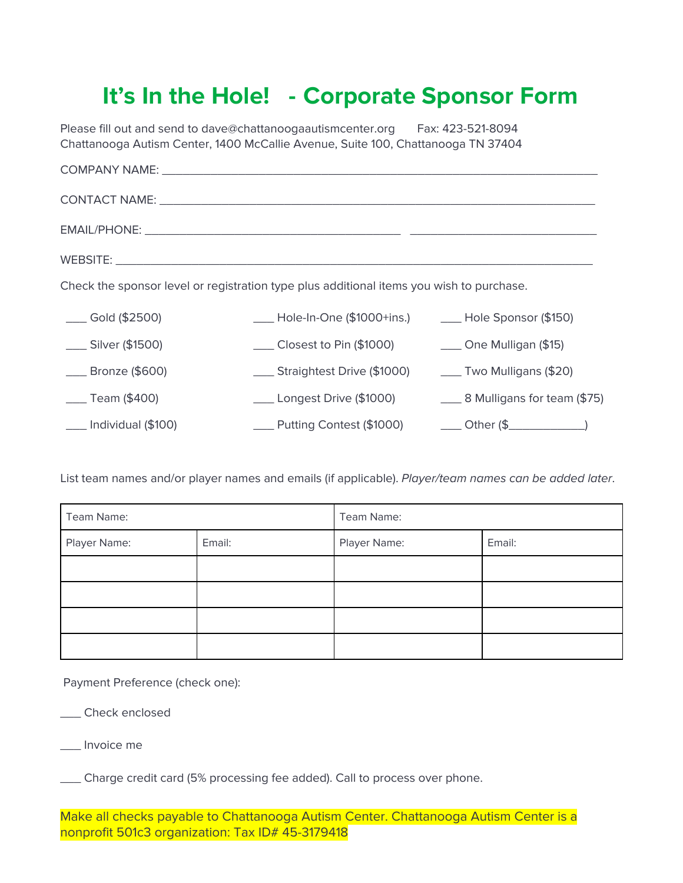# It's In the Hole! - Corporate Sponsor Form

Please fill out and send to dave@chattanoogaautismcenter.org Fax: 423-521-8094
Chattanooga Autism Center, 1400 McCallie Avenue, Suite 100, Chattanooga TN 37404

COMPANY NAME: ______________________________________________________________________

CONTACT NAME: ______________________________________________________________________

EMAIL/PHONE: _________________________________________ ______________________________

WEBSITE: ____________________________________________________________________________

Check the sponsor level or registration type plus additional items you wish to purchase.

___ Gold ($2500)

___ Silver ($1500)

___ Bronze ($600)

___ Team ($400)

___ Individual ($100)

___ Hole-In-One ($1000+ins.)

___ Closest to Pin ($1000)

___ Straightest Drive ($1000)

___ Longest Drive ($1000)

___ Putting Contest ($1000)

___ Hole Sponsor ($150)

___ One Mulligan ($15)

___ Two Mulligans ($20)

___ 8 Mulligans for team ($75)

___ Other ($___________)

List team names and/or player names and emails (if applicable). *Player/team names can be added later.*

| Team Name: | | Team Name: | |
|---|---|---|---|
| Player Name: | Email: | Player Name: | Email: |
| | | | |
| | | | |
| | | | |
| | | | |

Payment Preference (check one):

___ Check enclosed

___ Invoice me

___ Charge credit card (5% processing fee added). Call to process over phone.

Make all checks payable to Chattanooga Autism Center. Chattanooga Autism Center is a nonprofit 501c3 organization: Tax ID# 45-3179418